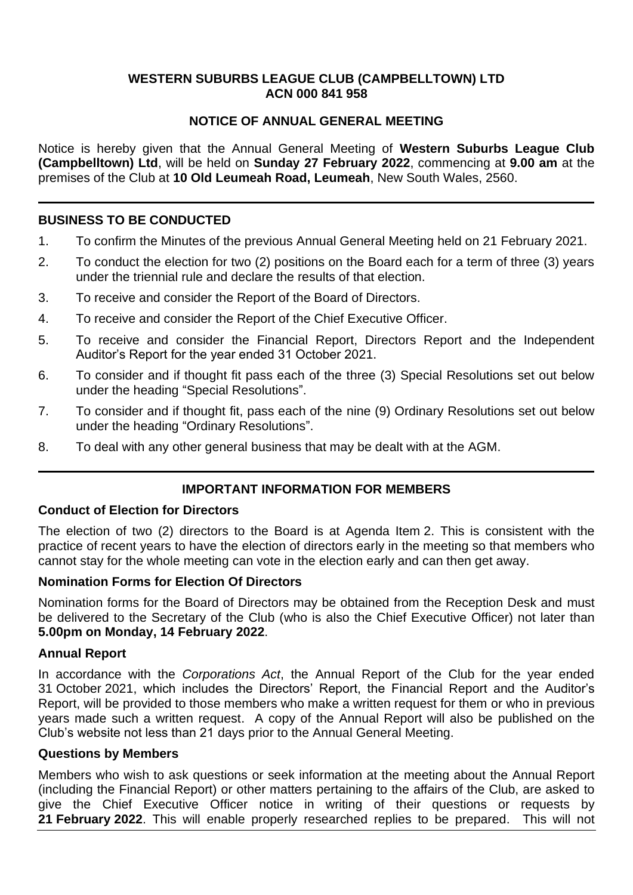**WESTERN SUBURBS LEAGUE CLUB (CAMPBELLTOWN) LTD**
**ACN 000 841 958**

**NOTICE OF ANNUAL GENERAL MEETING**

Notice is hereby given that the Annual General Meeting of **Western Suburbs League Club (Campbelltown) Ltd**, will be held on **Sunday 27 February 2022**, commencing at **9.00 am** at the premises of the Club at **10 Old Leumeah Road, Leumeah**, New South Wales, 2560.

---

## BUSINESS TO BE CONDUCTED

1. To confirm the Minutes of the previous Annual General Meeting held on 21 February 2021.
2. To conduct the election for two (2) positions on the Board each for a term of three (3) years under the triennial rule and declare the results of that election.
3. To receive and consider the Report of the Board of Directors.
4. To receive and consider the Report of the Chief Executive Officer.
5. To receive and consider the Financial Report, Directors Report and the Independent Auditor's Report for the year ended 31 October 2021.
6. To consider and if thought fit pass each of the three (3) Special Resolutions set out below under the heading "Special Resolutions".
7. To consider and if thought fit, pass each of the nine (9) Ordinary Resolutions set out below under the heading "Ordinary Resolutions".
8. To deal with any other general business that may be dealt with at the AGM.

---

## IMPORTANT INFORMATION FOR MEMBERS

### Conduct of Election for Directors

The election of two (2) directors to the Board is at Agenda Item 2. This is consistent with the practice of recent years to have the election of directors early in the meeting so that members who cannot stay for the whole meeting can vote in the election early and can then get away.

### Nomination Forms for Election Of Directors

Nomination forms for the Board of Directors may be obtained from the Reception Desk and must be delivered to the Secretary of the Club (who is also the Chief Executive Officer) not later than **5.00pm on Monday, 14 February 2022**.

### Annual Report

In accordance with the *Corporations Act*, the Annual Report of the Club for the year ended 31 October 2021, which includes the Directors' Report, the Financial Report and the Auditor's Report, will be provided to those members who make a written request for them or who in previous years made such a written request. A copy of the Annual Report will also be published on the Club's website not less than 21 days prior to the Annual General Meeting.

### Questions by Members

Members who wish to ask questions or seek information at the meeting about the Annual Report (including the Financial Report) or other matters pertaining to the affairs of the Club, are asked to give the Chief Executive Officer notice in writing of their questions or requests by **21 February 2022**. This will enable properly researched replies to be prepared. This will not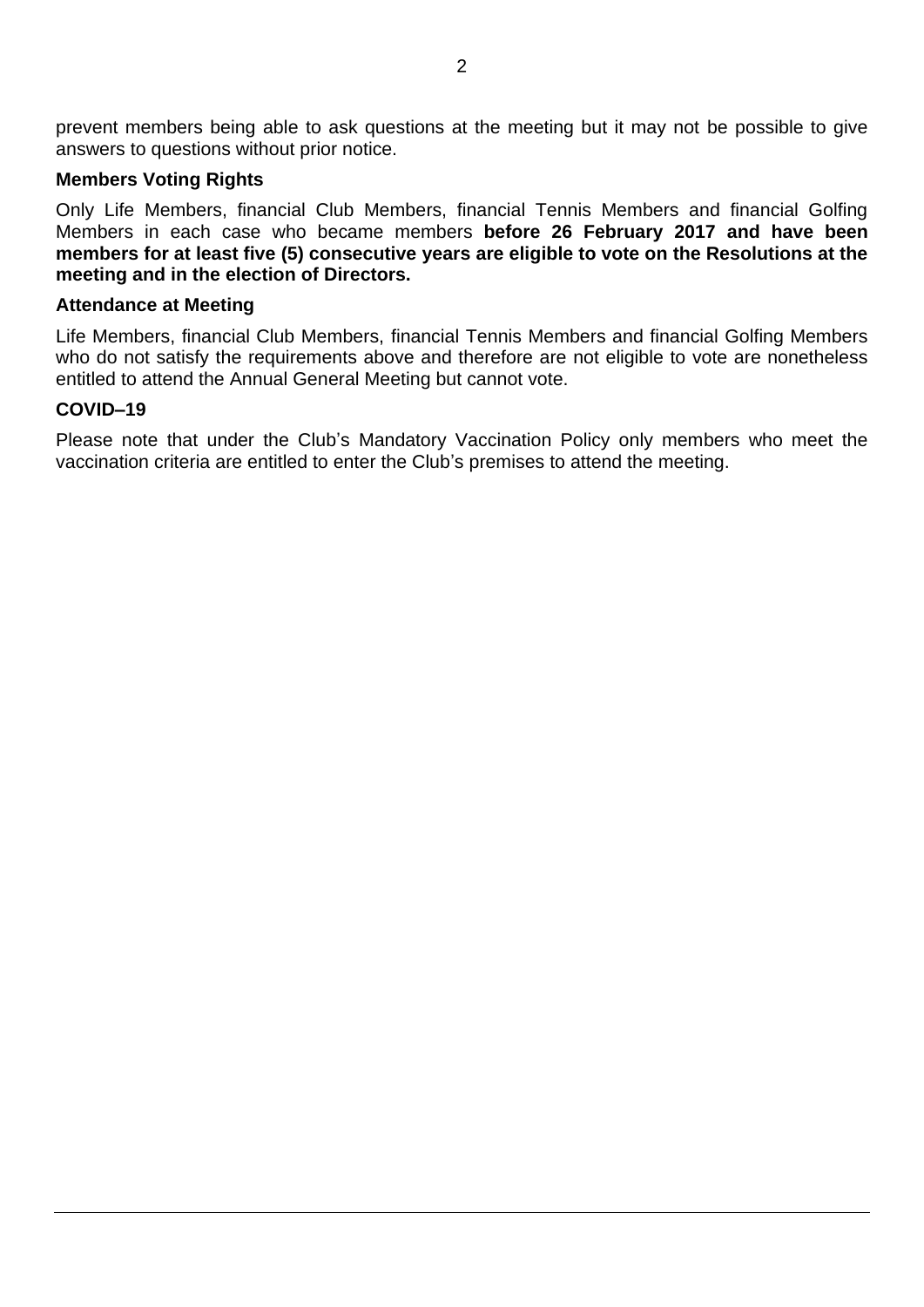prevent members being able to ask questions at the meeting but it may not be possible to give answers to questions without prior notice.

**Members Voting Rights**

Only Life Members, financial Club Members, financial Tennis Members and financial Golfing Members in each case who became members **before 26 February 2017 and have been members for at least five (5) consecutive years are eligible to vote on the Resolutions at the meeting and in the election of Directors.**

**Attendance at Meeting**

Life Members, financial Club Members, financial Tennis Members and financial Golfing Members who do not satisfy the requirements above and therefore are not eligible to vote are nonetheless entitled to attend the Annual General Meeting but cannot vote.

**COVID–19**

Please note that under the Club's Mandatory Vaccination Policy only members who meet the vaccination criteria are entitled to enter the Club's premises to attend the meeting.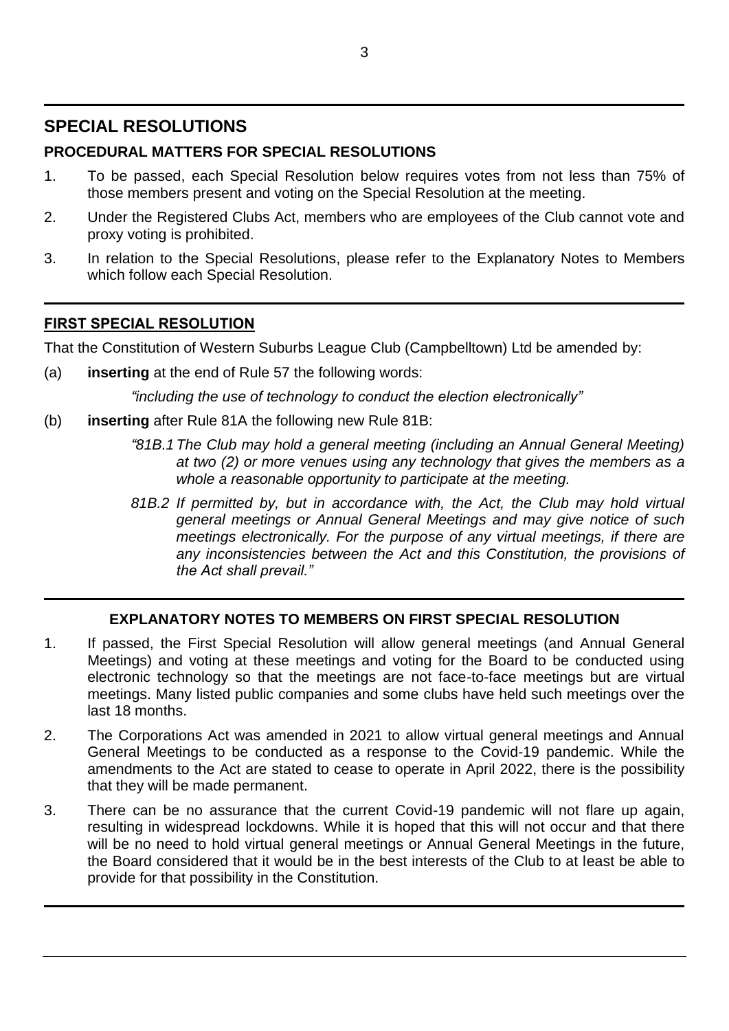## SPECIAL RESOLUTIONS

### PROCEDURAL MATTERS FOR SPECIAL RESOLUTIONS

1. To be passed, each Special Resolution below requires votes from not less than 75% of those members present and voting on the Special Resolution at the meeting.
2. Under the Registered Clubs Act, members who are employees of the Club cannot vote and proxy voting is prohibited.
3. In relation to the Special Resolutions, please refer to the Explanatory Notes to Members which follow each Special Resolution.

### FIRST SPECIAL RESOLUTION

That the Constitution of Western Suburbs League Club (Campbelltown) Ltd be amended by:

(a) **inserting** at the end of Rule 57 the following words:

*"including the use of technology to conduct the election electronically"*

(b) **inserting** after Rule 81A the following new Rule 81B:

*"81B.1 The Club may hold a general meeting (including an Annual General Meeting) at two (2) or more venues using any technology that gives the members as a whole a reasonable opportunity to participate at the meeting.*

*81B.2 If permitted by, but in accordance with, the Act, the Club may hold virtual general meetings or Annual General Meetings and may give notice of such meetings electronically. For the purpose of any virtual meetings, if there are any inconsistencies between the Act and this Constitution, the provisions of the Act shall prevail."*

### EXPLANATORY NOTES TO MEMBERS ON FIRST SPECIAL RESOLUTION

1. If passed, the First Special Resolution will allow general meetings (and Annual General Meetings) and voting at these meetings and voting for the Board to be conducted using electronic technology so that the meetings are not face-to-face meetings but are virtual meetings. Many listed public companies and some clubs have held such meetings over the last 18 months.
2. The Corporations Act was amended in 2021 to allow virtual general meetings and Annual General Meetings to be conducted as a response to the Covid-19 pandemic. While the amendments to the Act are stated to cease to operate in April 2022, there is the possibility that they will be made permanent.
3. There can be no assurance that the current Covid-19 pandemic will not flare up again, resulting in widespread lockdowns. While it is hoped that this will not occur and that there will be no need to hold virtual general meetings or Annual General Meetings in the future, the Board considered that it would be in the best interests of the Club to at least be able to provide for that possibility in the Constitution.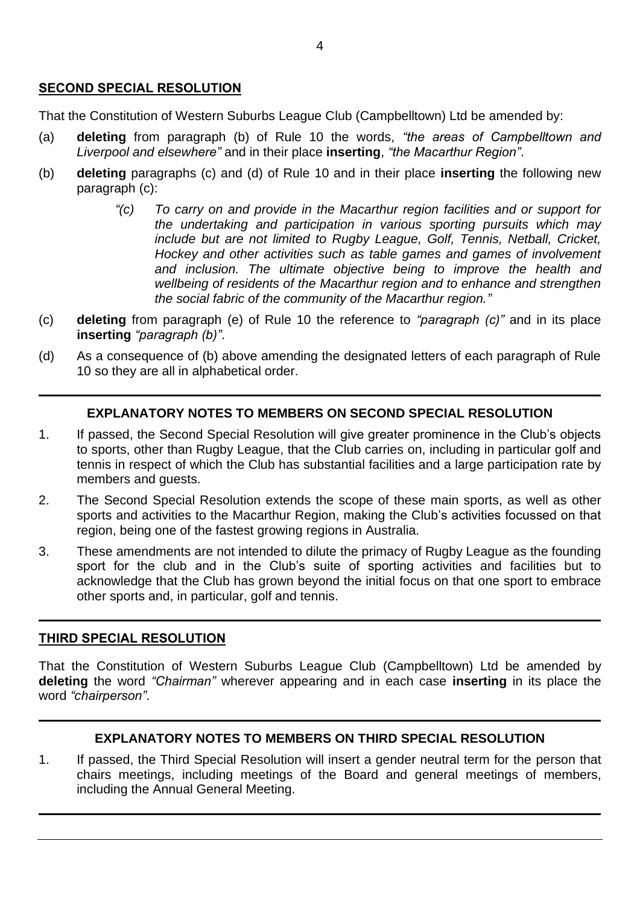## **SECOND SPECIAL RESOLUTION**

That the Constitution of Western Suburbs League Club (Campbelltown) Ltd be amended by:

(a) **deleting** from paragraph (b) of Rule 10 the words, *"the areas of Campbelltown and Liverpool and elsewhere"* and in their place **inserting**, *"the Macarthur Region"*.

(b) **deleting** paragraphs (c) and (d) of Rule 10 and in their place **inserting** the following new paragraph (c):

> *"(c) To carry on and provide in the Macarthur region facilities and or support for the undertaking and participation in various sporting pursuits which may include but are not limited to Rugby League, Golf, Tennis, Netball, Cricket, Hockey and other activities such as table games and games of involvement and inclusion. The ultimate objective being to improve the health and wellbeing of residents of the Macarthur region and to enhance and strengthen the social fabric of the community of the Macarthur region."*

(c) **deleting** from paragraph (e) of Rule 10 the reference to *"paragraph (c)"* and in its place **inserting** *"paragraph (b)"*.

(d) As a consequence of (b) above amending the designated letters of each paragraph of Rule 10 so they are all in alphabetical order.

---

### **EXPLANATORY NOTES TO MEMBERS ON SECOND SPECIAL RESOLUTION**

1. If passed, the Second Special Resolution will give greater prominence in the Club's objects to sports, other than Rugby League, that the Club carries on, including in particular golf and tennis in respect of which the Club has substantial facilities and a large participation rate by members and guests.
2. The Second Special Resolution extends the scope of these main sports, as well as other sports and activities to the Macarthur Region, making the Club's activities focussed on that region, being one of the fastest growing regions in Australia.
3. These amendments are not intended to dilute the primacy of Rugby League as the founding sport for the club and in the Club's suite of sporting activities and facilities but to acknowledge that the Club has grown beyond the initial focus on that one sport to embrace other sports and, in particular, golf and tennis.

---

## **THIRD SPECIAL RESOLUTION**

That the Constitution of Western Suburbs League Club (Campbelltown) Ltd be amended by **deleting** the word *"Chairman"* wherever appearing and in each case **inserting** in its place the word *"chairperson"*.

---

### **EXPLANATORY NOTES TO MEMBERS ON THIRD SPECIAL RESOLUTION**

1. If passed, the Third Special Resolution will insert a gender neutral term for the person that chairs meetings, including meetings of the Board and general meetings of members, including the Annual General Meeting.

---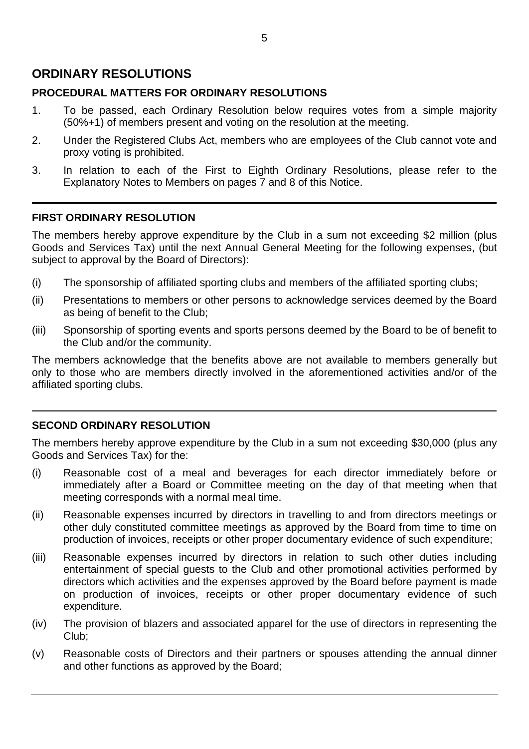## ORDINARY RESOLUTIONS

### PROCEDURAL MATTERS FOR ORDINARY RESOLUTIONS

1. To be passed, each Ordinary Resolution below requires votes from a simple majority (50%+1) of members present and voting on the resolution at the meeting.
2. Under the Registered Clubs Act, members who are employees of the Club cannot vote and proxy voting is prohibited.
3. In relation to each of the First to Eighth Ordinary Resolutions, please refer to the Explanatory Notes to Members on pages 7 and 8 of this Notice.

---

### FIRST ORDINARY RESOLUTION

The members hereby approve expenditure by the Club in a sum not exceeding $2 million (plus Goods and Services Tax) until the next Annual General Meeting for the following expenses, (but subject to approval by the Board of Directors):

(i) The sponsorship of affiliated sporting clubs and members of the affiliated sporting clubs;

(ii) Presentations to members or other persons to acknowledge services deemed by the Board as being of benefit to the Club;

(iii) Sponsorship of sporting events and sports persons deemed by the Board to be of benefit to the Club and/or the community.

The members acknowledge that the benefits above are not available to members generally but only to those who are members directly involved in the aforementioned activities and/or of the affiliated sporting clubs.

---

### SECOND ORDINARY RESOLUTION

The members hereby approve expenditure by the Club in a sum not exceeding $30,000 (plus any Goods and Services Tax) for the:

(i) Reasonable cost of a meal and beverages for each director immediately before or immediately after a Board or Committee meeting on the day of that meeting when that meeting corresponds with a normal meal time.

(ii) Reasonable expenses incurred by directors in travelling to and from directors meetings or other duly constituted committee meetings as approved by the Board from time to time on production of invoices, receipts or other proper documentary evidence of such expenditure;

(iii) Reasonable expenses incurred by directors in relation to such other duties including entertainment of special guests to the Club and other promotional activities performed by directors which activities and the expenses approved by the Board before payment is made on production of invoices, receipts or other proper documentary evidence of such expenditure.

(iv) The provision of blazers and associated apparel for the use of directors in representing the Club;

(v) Reasonable costs of Directors and their partners or spouses attending the annual dinner and other functions as approved by the Board;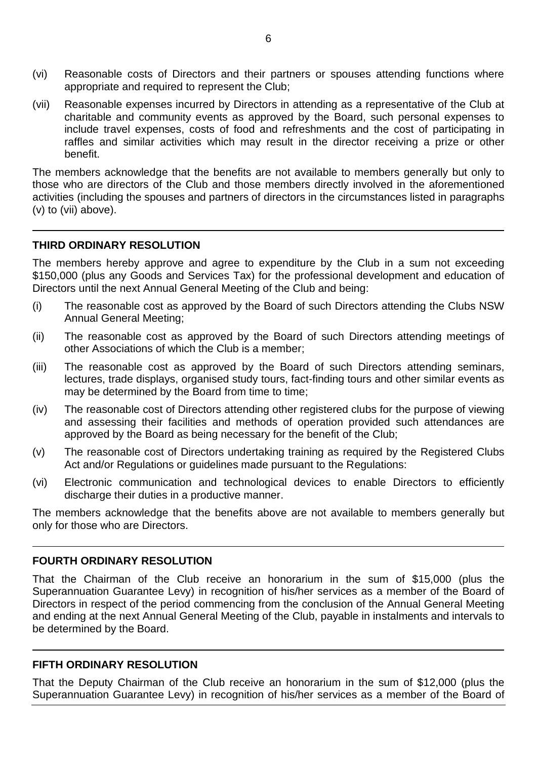(vi) Reasonable costs of Directors and their partners or spouses attending functions where appropriate and required to represent the Club;

(vii) Reasonable expenses incurred by Directors in attending as a representative of the Club at charitable and community events as approved by the Board, such personal expenses to include travel expenses, costs of food and refreshments and the cost of participating in raffles and similar activities which may result in the director receiving a prize or other benefit.

The members acknowledge that the benefits are not available to members generally but only to those who are directors of the Club and those members directly involved in the aforementioned activities (including the spouses and partners of directors in the circumstances listed in paragraphs (v) to (vii) above).

---

**THIRD ORDINARY RESOLUTION**

The members hereby approve and agree to expenditure by the Club in a sum not exceeding $150,000 (plus any Goods and Services Tax) for the professional development and education of Directors until the next Annual General Meeting of the Club and being:

(i) The reasonable cost as approved by the Board of such Directors attending the Clubs NSW Annual General Meeting;

(ii) The reasonable cost as approved by the Board of such Directors attending meetings of other Associations of which the Club is a member;

(iii) The reasonable cost as approved by the Board of such Directors attending seminars, lectures, trade displays, organised study tours, fact-finding tours and other similar events as may be determined by the Board from time to time;

(iv) The reasonable cost of Directors attending other registered clubs for the purpose of viewing and assessing their facilities and methods of operation provided such attendances are approved by the Board as being necessary for the benefit of the Club;

(v) The reasonable cost of Directors undertaking training as required by the Registered Clubs Act and/or Regulations or guidelines made pursuant to the Regulations:

(vi) Electronic communication and technological devices to enable Directors to efficiently discharge their duties in a productive manner.

The members acknowledge that the benefits above are not available to members generally but only for those who are Directors.

---

**FOURTH ORDINARY RESOLUTION**

That the Chairman of the Club receive an honorarium in the sum of $15,000 (plus the Superannuation Guarantee Levy) in recognition of his/her services as a member of the Board of Directors in respect of the period commencing from the conclusion of the Annual General Meeting and ending at the next Annual General Meeting of the Club, payable in instalments and intervals to be determined by the Board.

---

**FIFTH ORDINARY RESOLUTION**

That the Deputy Chairman of the Club receive an honorarium in the sum of $12,000 (plus the Superannuation Guarantee Levy) in recognition of his/her services as a member of the Board of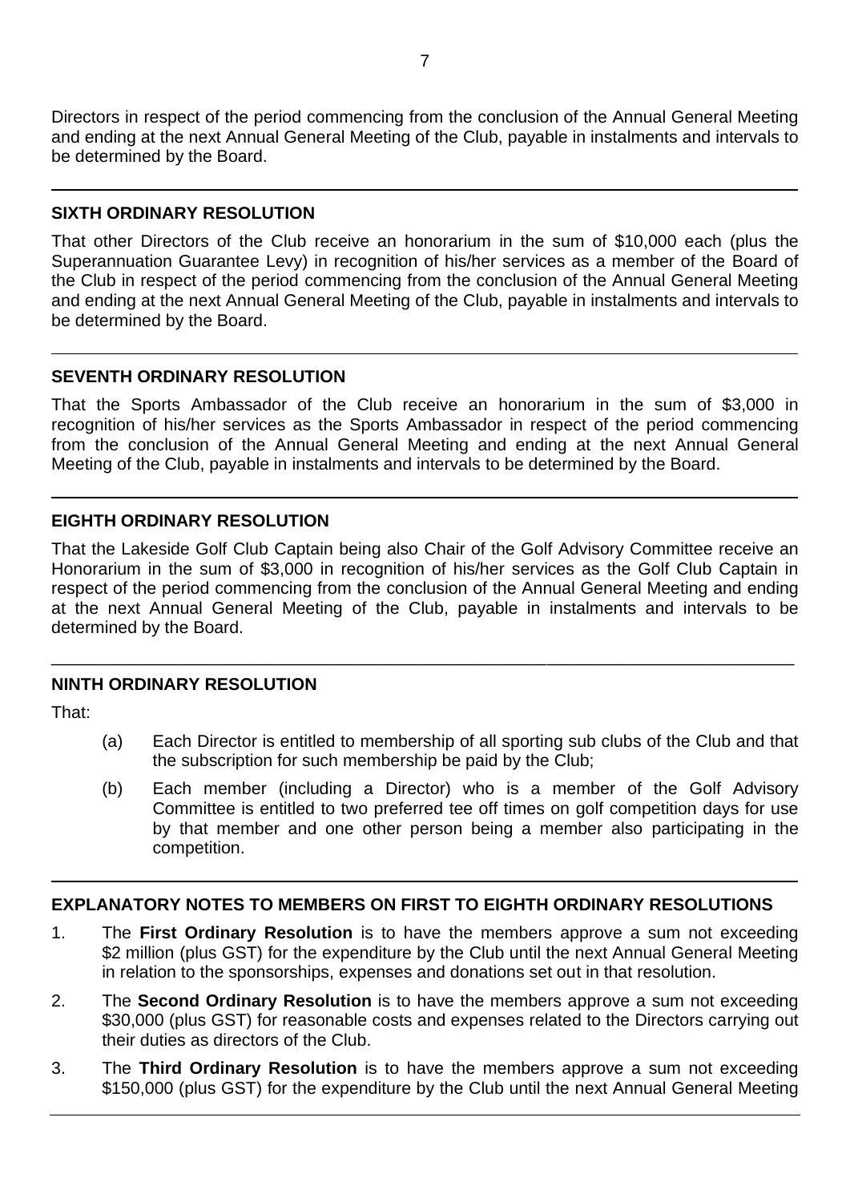Directors in respect of the period commencing from the conclusion of the Annual General Meeting and ending at the next Annual General Meeting of the Club, payable in instalments and intervals to be determined by the Board.

---

## SIXTH ORDINARY RESOLUTION

That other Directors of the Club receive an honorarium in the sum of $10,000 each (plus the Superannuation Guarantee Levy) in recognition of his/her services as a member of the Board of the Club in respect of the period commencing from the conclusion of the Annual General Meeting and ending at the next Annual General Meeting of the Club, payable in instalments and intervals to be determined by the Board.

---

## SEVENTH ORDINARY RESOLUTION

That the Sports Ambassador of the Club receive an honorarium in the sum of $3,000 in recognition of his/her services as the Sports Ambassador in respect of the period commencing from the conclusion of the Annual General Meeting and ending at the next Annual General Meeting of the Club, payable in instalments and intervals to be determined by the Board.

---

## EIGHTH ORDINARY RESOLUTION

That the Lakeside Golf Club Captain being also Chair of the Golf Advisory Committee receive an Honorarium in the sum of $3,000 in recognition of his/her services as the Golf Club Captain in respect of the period commencing from the conclusion of the Annual General Meeting and ending at the next Annual General Meeting of the Club, payable in instalments and intervals to be determined by the Board.

---

## NINTH ORDINARY RESOLUTION

That:

(a) Each Director is entitled to membership of all sporting sub clubs of the Club and that the subscription for such membership be paid by the Club;

(b) Each member (including a Director) who is a member of the Golf Advisory Committee is entitled to two preferred tee off times on golf competition days for use by that member and one other person being a member also participating in the competition.

---

## EXPLANATORY NOTES TO MEMBERS ON FIRST TO EIGHTH ORDINARY RESOLUTIONS

1. The **First Ordinary Resolution** is to have the members approve a sum not exceeding $2 million (plus GST) for the expenditure by the Club until the next Annual General Meeting in relation to the sponsorships, expenses and donations set out in that resolution.
2. The **Second Ordinary Resolution** is to have the members approve a sum not exceeding $30,000 (plus GST) for reasonable costs and expenses related to the Directors carrying out their duties as directors of the Club.
3. The **Third Ordinary Resolution** is to have the members approve a sum not exceeding $150,000 (plus GST) for the expenditure by the Club until the next Annual General Meeting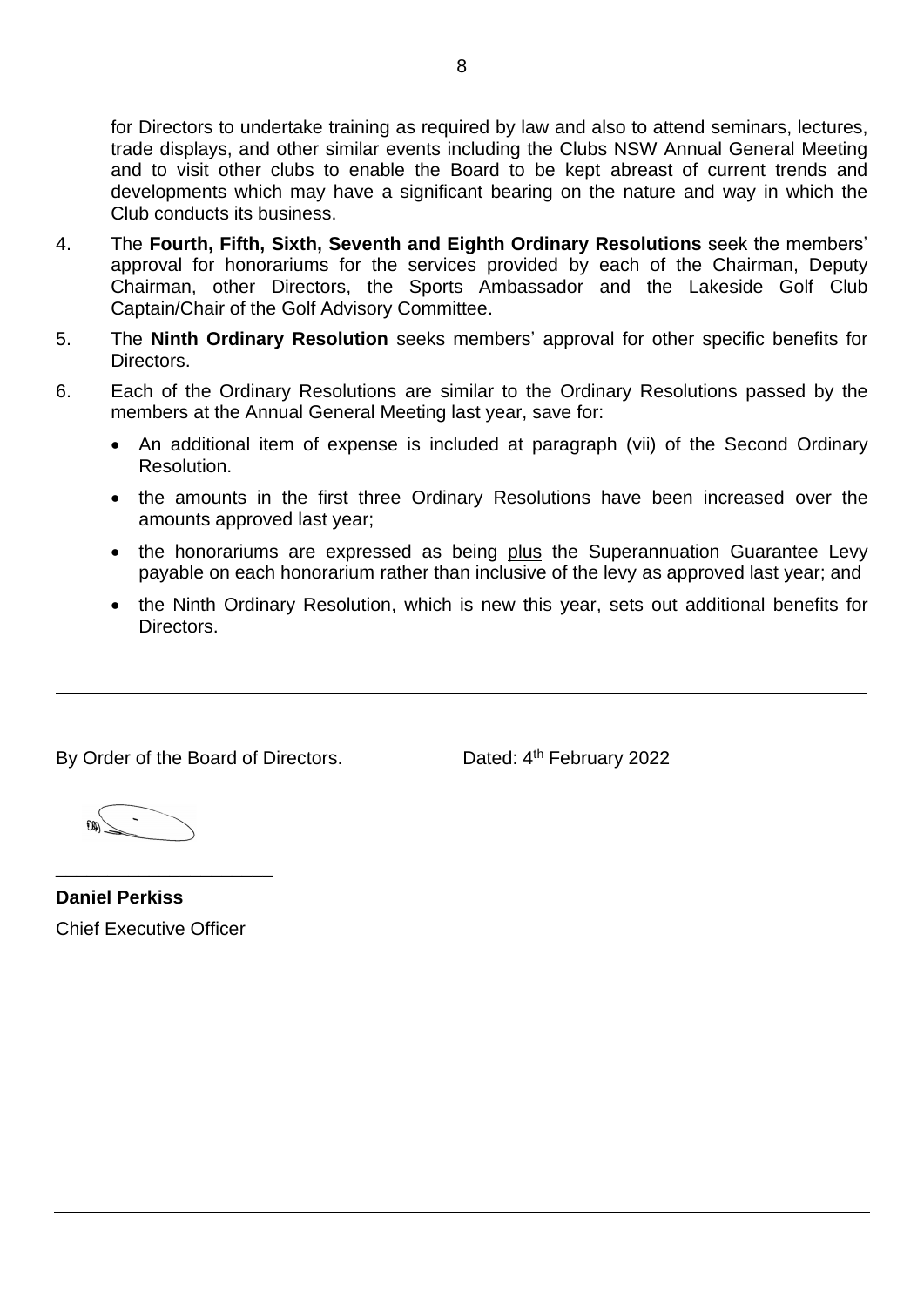for Directors to undertake training as required by law and also to attend seminars, lectures, trade displays, and other similar events including the Clubs NSW Annual General Meeting and to visit other clubs to enable the Board to be kept abreast of current trends and developments which may have a significant bearing on the nature and way in which the Club conducts its business.

4. The **Fourth, Fifth, Sixth, Seventh and Eighth Ordinary Resolutions** seek the members' approval for honorariums for the services provided by each of the Chairman, Deputy Chairman, other Directors, the Sports Ambassador and the Lakeside Golf Club Captain/Chair of the Golf Advisory Committee.

5. The **Ninth Ordinary Resolution** seeks members' approval for other specific benefits for Directors.

6. Each of the Ordinary Resolutions are similar to the Ordinary Resolutions passed by the members at the Annual General Meeting last year, save for:

   - An additional item of expense is included at paragraph (vii) of the Second Ordinary Resolution.
   - the amounts in the first three Ordinary Resolutions have been increased over the amounts approved last year;
   - the honorariums are expressed as being plus the Superannuation Guarantee Levy payable on each honorarium rather than inclusive of the levy as approved last year; and
   - the Ninth Ordinary Resolution, which is new this year, sets out additional benefits for Directors.

---

By Order of the Board of Directors. Dated: 4th February 2022

____________________

**Daniel Perkiss**
Chief Executive Officer